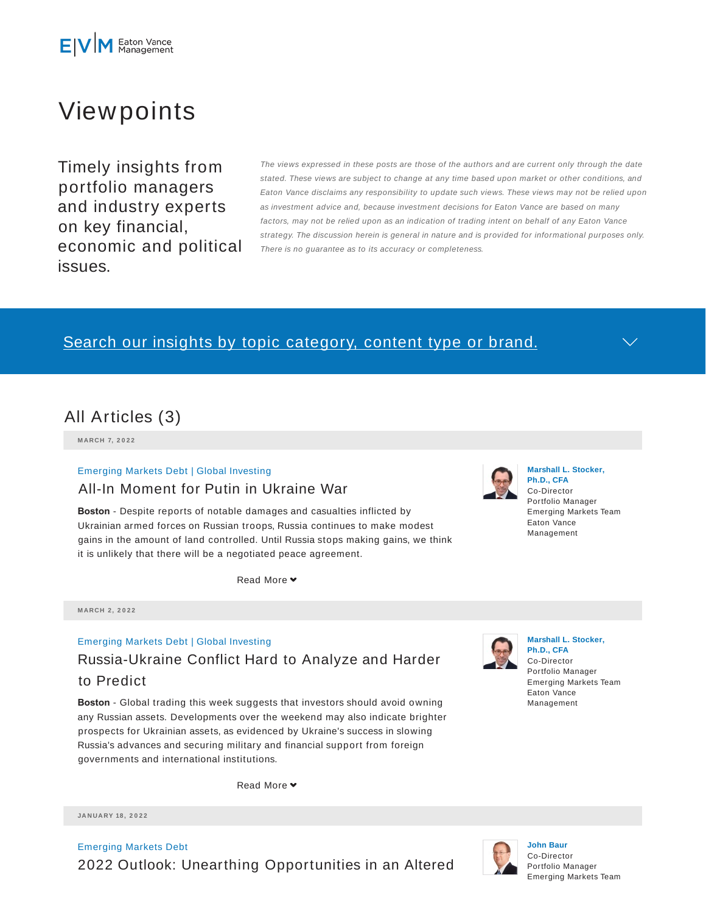E|V|M Eaton Vance Management

# Viewpoints

Timely insights from portfolio managers and industry experts on key financial, economic and political issues.

*The views expressed in these posts are those of the authors and are current only through the date stated. These views are subject to change at any time based upon market or other conditions, and Eaton Vance disclaims any responsibility to update such views. These views may not be relied upon as investment advice and, because investment decisions for Eaton Vance are based on many factors, may not be relied upon as an indication of trading intent on behalf of any Eaton Vance strategy. The discussion herein is general in nature and is provided for informational purposes only. There is no guarantee as to its accuracy or completeness.*

Search our insights by topic category, content type or brand.

## All Articles (3)

**MARCH 7, 2022**

Emerging Markets Debt | Global Investing

### All-In Moment for Putin in Ukraine War

**Marshall L. Stocker, Ph.D., CFA**
Co-Director
Portfolio Manager
Emerging Markets Team
Eaton Vance Management

**Boston** - Despite reports of notable damages and casualties inflicted by Ukrainian armed forces on Russian troops, Russia continues to make modest gains in the amount of land controlled. Until Russia stops making gains, we think it is unlikely that there will be a negotiated peace agreement.

Read More

**MARCH 2, 2022**

Emerging Markets Debt | Global Investing

### Russia-Ukraine Conflict Hard to Analyze and Harder to Predict

**Marshall L. Stocker, Ph.D., CFA**
Co-Director
Portfolio Manager
Emerging Markets Team
Eaton Vance Management

**Boston** - Global trading this week suggests that investors should avoid owning any Russian assets. Developments over the weekend may also indicate brighter prospects for Ukrainian assets, as evidenced by Ukraine's success in slowing Russia's advances and securing military and financial support from foreign governments and international institutions.

Read More

**JANUARY 18, 2022**

Emerging Markets Debt

### 2022 Outlook: Unearthing Opportunities in an Altered

**John Baur**
Co-Director
Portfolio Manager
Emerging Markets Team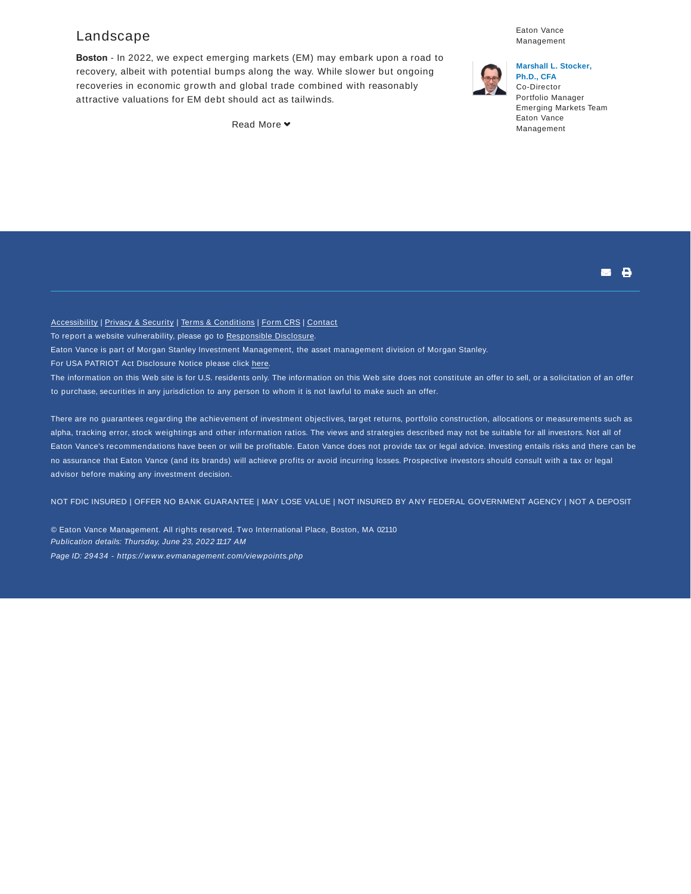## Landscape

**Boston** - In 2022, we expect emerging markets (EM) may embark upon a road to recovery, albeit with potential bumps along the way. While slower but ongoing recoveries in economic growth and global trade combined with reasonably attractive valuations for EM debt should act as tailwinds.

Read More

Eaton Vance Management

**Marshall L. Stocker, Ph.D., CFA**
Co-Director
Portfolio Manager
Emerging Markets Team
Eaton Vance Management

Accessibility | Privacy & Security | Terms & Conditions | Form CRS | Contact

To report a website vulnerability, please go to Responsible Disclosure.

Eaton Vance is part of Morgan Stanley Investment Management, the asset management division of Morgan Stanley.

For USA PATRIOT Act Disclosure Notice please click here.

The information on this Web site is for U.S. residents only. The information on this Web site does not constitute an offer to sell, or a solicitation of an offer to purchase, securities in any jurisdiction to any person to whom it is not lawful to make such an offer.

There are no guarantees regarding the achievement of investment objectives, target returns, portfolio construction, allocations or measurements such as alpha, tracking error, stock weightings and other information ratios. The views and strategies described may not be suitable for all investors. Not all of Eaton Vance's recommendations have been or will be profitable. Eaton Vance does not provide tax or legal advice. Investing entails risks and there can be no assurance that Eaton Vance (and its brands) will achieve profits or avoid incurring losses. Prospective investors should consult with a tax or legal advisor before making any investment decision.

NOT FDIC INSURED | OFFER NO BANK GUARANTEE | MAY LOSE VALUE | NOT INSURED BY ANY FEDERAL GOVERNMENT AGENCY | NOT A DEPOSIT

© Eaton Vance Management. All rights reserved. Two International Place, Boston, MA 02110

*Publication details: Thursday, June 23, 2022 11:17 AM*

*Page ID: 29434 - https://www.evmanagement.com/viewpoints.php*